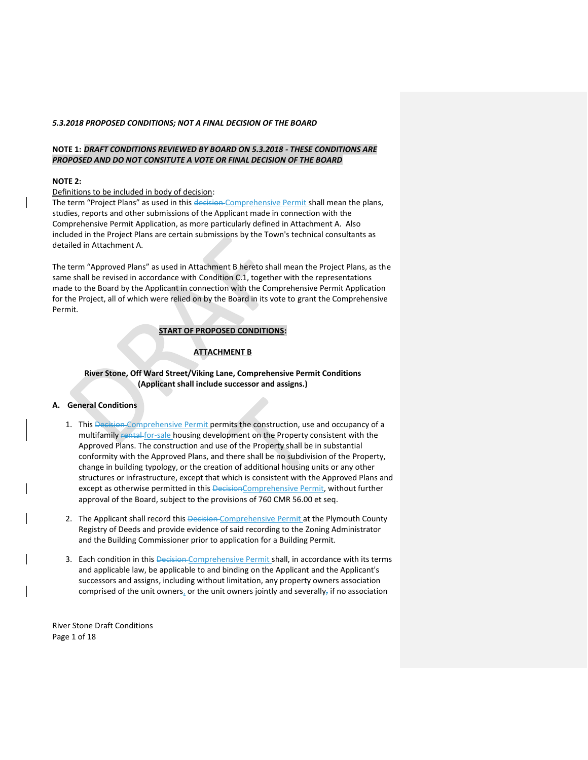***5.3.2018 PROPOSED CONDITIONS; NOT A FINAL DECISION OF THE BOARD***

**NOTE 1:** ***DRAFT CONDITIONS REVIEWED BY BOARD ON 5.3.2018 - THESE CONDITIONS ARE PROPOSED AND DO NOT CONSITUTE A VOTE OR FINAL DECISION OF THE BOARD***

**NOTE 2:**

Definitions to be included in body of decision:

The term "Project Plans" as used in this ~~decision~~ Comprehensive Permit shall mean the plans, studies, reports and other submissions of the Applicant made in connection with the Comprehensive Permit Application, as more particularly defined in Attachment A. Also included in the Project Plans are certain submissions by the Town's technical consultants as detailed in Attachment A.

The term "Approved Plans" as used in Attachment B hereto shall mean the Project Plans, as the same shall be revised in accordance with Condition C.1, together with the representations made to the Board by the Applicant in connection with the Comprehensive Permit Application for the Project, all of which were relied on by the Board in its vote to grant the Comprehensive Permit.

**START OF PROPOSED CONDITIONS:**

**ATTACHMENT B**

**River Stone, Off Ward Street/Viking Lane, Comprehensive Permit Conditions (Applicant shall include successor and assigns.)**

## A. General Conditions

1. This ~~Decision~~ Comprehensive Permit permits the construction, use and occupancy of a multifamily ~~rental~~ for-sale housing development on the Property consistent with the Approved Plans. The construction and use of the Property shall be in substantial conformity with the Approved Plans, and there shall be no subdivision of the Property, change in building typology, or the creation of additional housing units or any other structures or infrastructure, except that which is consistent with the Approved Plans and except as otherwise permitted in this ~~Decision~~Comprehensive Permit, without further approval of the Board, subject to the provisions of 760 CMR 56.00 et seq.

2. The Applicant shall record this ~~Decision~~ Comprehensive Permit at the Plymouth County Registry of Deeds and provide evidence of said recording to the Zoning Administrator and the Building Commissioner prior to application for a Building Permit.

3. Each condition in this ~~Decision~~ Comprehensive Permit shall, in accordance with its terms and applicable law, be applicable to and binding on the Applicant and the Applicant's successors and assigns, including without limitation, any property owners association comprised of the unit owners, or the unit owners jointly and severally~~,~~ if no association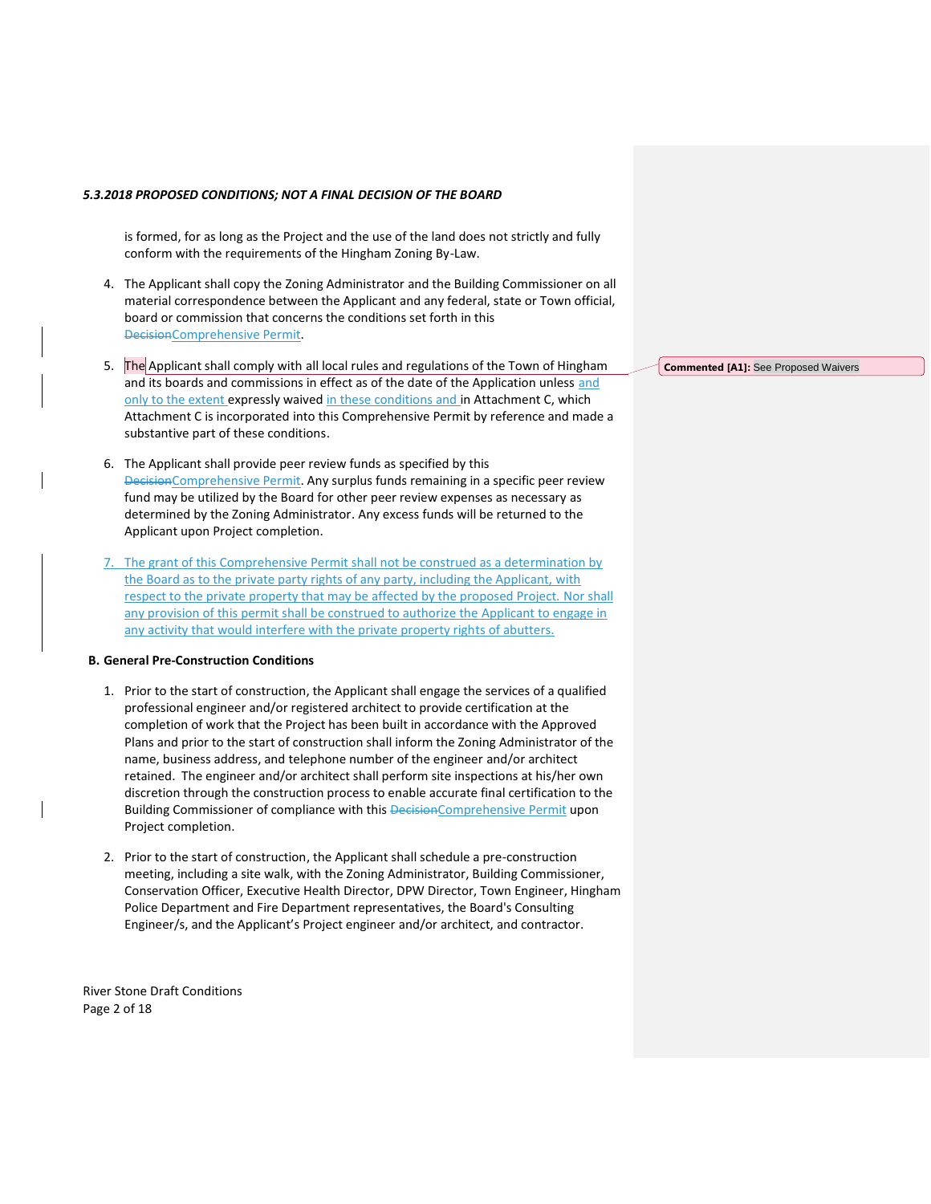is formed, for as long as the Project and the use of the land does not strictly and fully conform with the requirements of the Hingham Zoning By-Law.

4. The Applicant shall copy the Zoning Administrator and the Building Commissioner on all material correspondence between the Applicant and any federal, state or Town official, board or commission that concerns the conditions set forth in this ~~Decision~~Comprehensive Permit.

5. The Applicant shall comply with all local rules and regulations of the Town of Hingham and its boards and commissions in effect as of the date of the Application unless and only to the extent expressly waived in these conditions and in Attachment C, which Attachment C is incorporated into this Comprehensive Permit by reference and made a substantive part of these conditions.

6. The Applicant shall provide peer review funds as specified by this ~~Decision~~Comprehensive Permit. Any surplus funds remaining in a specific peer review fund may be utilized by the Board for other peer review expenses as necessary as determined by the Zoning Administrator. Any excess funds will be returned to the Applicant upon Project completion.

7. The grant of this Comprehensive Permit shall not be construed as a determination by the Board as to the private party rights of any party, including the Applicant, with respect to the private property that may be affected by the proposed Project. Nor shall any provision of this permit shall be construed to authorize the Applicant to engage in any activity that would interfere with the private property rights of abutters.

Commented [A1]: See Proposed Waivers

**B. General Pre-Construction Conditions**

1. Prior to the start of construction, the Applicant shall engage the services of a qualified professional engineer and/or registered architect to provide certification at the completion of work that the Project has been built in accordance with the Approved Plans and prior to the start of construction shall inform the Zoning Administrator of the name, business address, and telephone number of the engineer and/or architect retained. The engineer and/or architect shall perform site inspections at his/her own discretion through the construction process to enable accurate final certification to the Building Commissioner of compliance with this ~~Decision~~Comprehensive Permit upon Project completion.

2. Prior to the start of construction, the Applicant shall schedule a pre-construction meeting, including a site walk, with the Zoning Administrator, Building Commissioner, Conservation Officer, Executive Health Director, DPW Director, Town Engineer, Hingham Police Department and Fire Department representatives, the Board's Consulting Engineer/s, and the Applicant's Project engineer and/or architect, and contractor.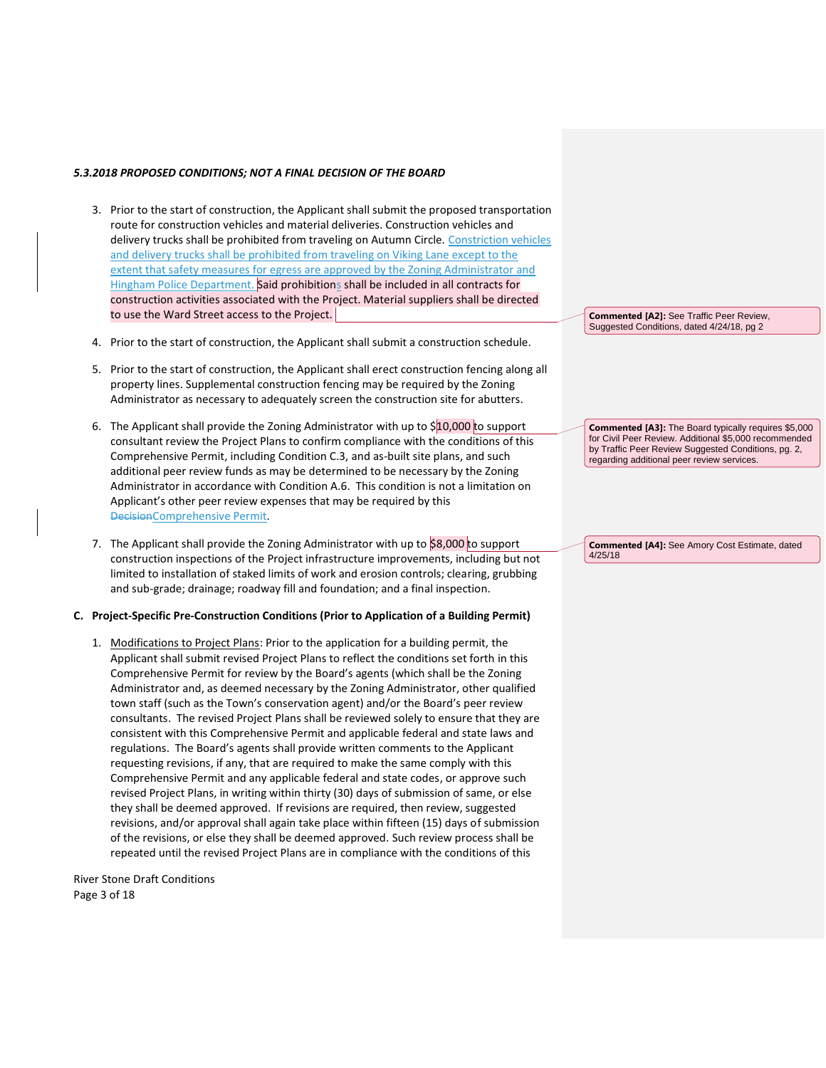*5.3.2018 PROPOSED CONDITIONS; NOT A FINAL DECISION OF THE BOARD*

3. Prior to the start of construction, the Applicant shall submit the proposed transportation route for construction vehicles and material deliveries. Construction vehicles and delivery trucks shall be prohibited from traveling on Autumn Circle. Constriction vehicles and delivery trucks shall be prohibited from traveling on Viking Lane except to the extent that safety measures for egress are approved by the Zoning Administrator and Hingham Police Department. Said prohibitions shall be included in all contracts for construction activities associated with the Project. Material suppliers shall be directed to use the Ward Street access to the Project.

4. Prior to the start of construction, the Applicant shall submit a construction schedule.

5. Prior to the start of construction, the Applicant shall erect construction fencing along all property lines. Supplemental construction fencing may be required by the Zoning Administrator as necessary to adequately screen the construction site for abutters.

6. The Applicant shall provide the Zoning Administrator with up to $10,000 to support consultant review the Project Plans to confirm compliance with the conditions of this Comprehensive Permit, including Condition C.3, and as-built site plans, and such additional peer review funds as may be determined to be necessary by the Zoning Administrator in accordance with Condition A.6. This condition is not a limitation on Applicant's other peer review expenses that may be required by this ~~Decision~~Comprehensive Permit.

7. The Applicant shall provide the Zoning Administrator with up to $8,000 to support construction inspections of the Project infrastructure improvements, including but not limited to installation of staked limits of work and erosion controls; clearing, grubbing and sub-grade; drainage; roadway fill and foundation; and a final inspection.

**C. Project-Specific Pre-Construction Conditions (Prior to Application of a Building Permit)**

1. Modifications to Project Plans: Prior to the application for a building permit, the Applicant shall submit revised Project Plans to reflect the conditions set forth in this Comprehensive Permit for review by the Board's agents (which shall be the Zoning Administrator and, as deemed necessary by the Zoning Administrator, other qualified town staff (such as the Town's conservation agent) and/or the Board's peer review consultants. The revised Project Plans shall be reviewed solely to ensure that they are consistent with this Comprehensive Permit and applicable federal and state laws and regulations. The Board's agents shall provide written comments to the Applicant requesting revisions, if any, that are required to make the same comply with this Comprehensive Permit and any applicable federal and state codes, or approve such revised Project Plans, in writing within thirty (30) days of submission of same, or else they shall be deemed approved. If revisions are required, then review, suggested revisions, and/or approval shall again take place within fifteen (15) days of submission of the revisions, or else they shall be deemed approved. Such review process shall be repeated until the revised Project Plans are in compliance with the conditions of this

**Commented [A2]:** See Traffic Peer Review, Suggested Conditions, dated 4/24/18, pg 2

**Commented [A3]:** The Board typically requires $5,000 for Civil Peer Review. Additional $5,000 recommended by Traffic Peer Review Suggested Conditions, pg. 2, regarding additional peer review services.

**Commented [A4]:** See Amory Cost Estimate, dated 4/25/18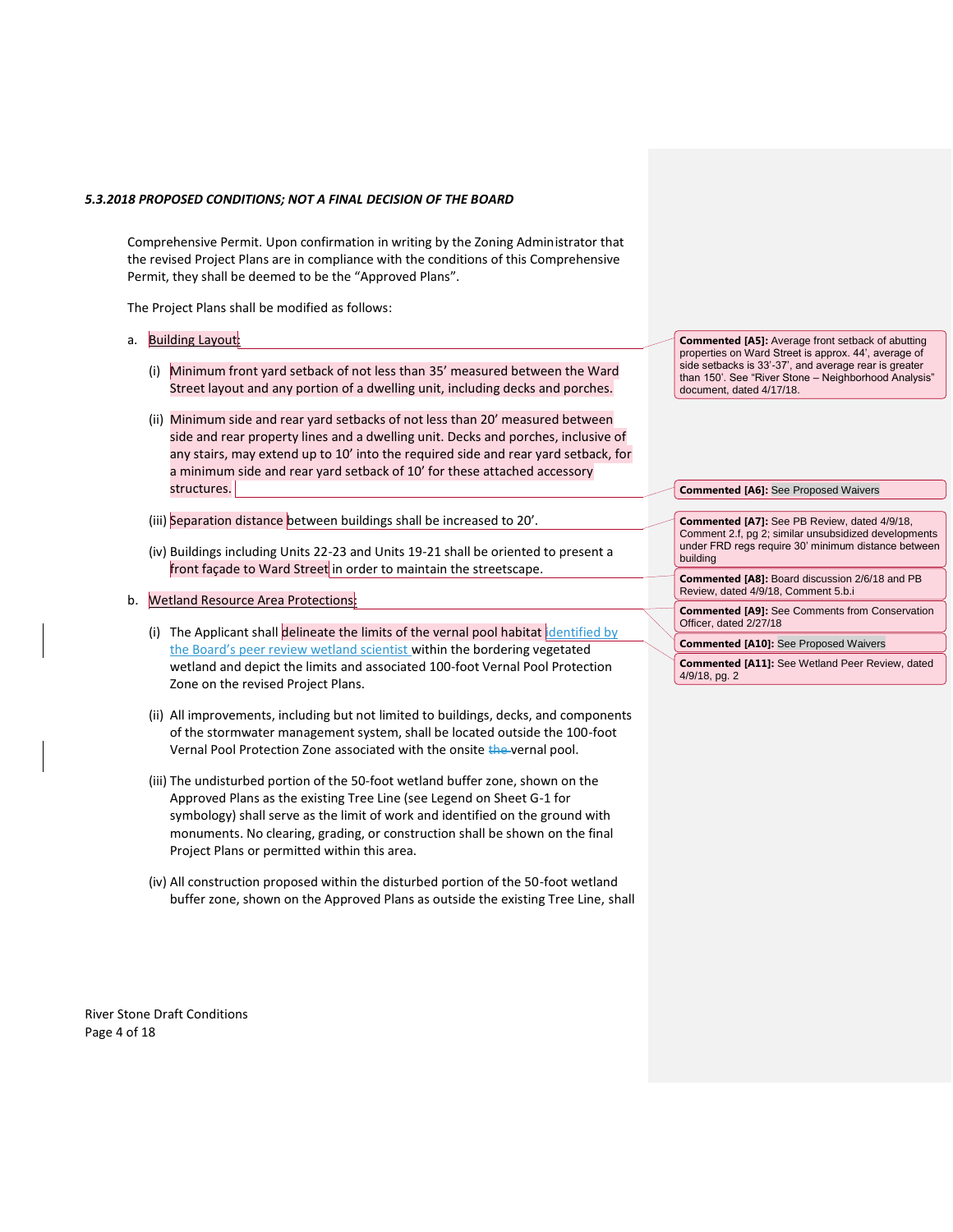*5.3.2018 PROPOSED CONDITIONS; NOT A FINAL DECISION OF THE BOARD*

Comprehensive Permit. Upon confirmation in writing by the Zoning Administrator that the revised Project Plans are in compliance with the conditions of this Comprehensive Permit, they shall be deemed to be the "Approved Plans".

The Project Plans shall be modified as follows:

a. Building Layout:

   (i) Minimum front yard setback of not less than 35' measured between the Ward Street layout and any portion of a dwelling unit, including decks and porches.

   (ii) Minimum side and rear yard setbacks of not less than 20' measured between side and rear property lines and a dwelling unit. Decks and porches, inclusive of any stairs, may extend up to 10' into the required side and rear yard setback, for a minimum side and rear yard setback of 10' for these attached accessory structures.

   (iii) Separation distance between buildings shall be increased to 20'.

   (iv) Buildings including Units 22-23 and Units 19-21 shall be oriented to present a front façade to Ward Street in order to maintain the streetscape.

b. Wetland Resource Area Protections:

   (i) The Applicant shall delineate the limits of the vernal pool habitat identified by the Board's peer review wetland scientist within the bordering vegetated wetland and depict the limits and associated 100-foot Vernal Pool Protection Zone on the revised Project Plans.

   (ii) All improvements, including but not limited to buildings, decks, and components of the stormwater management system, shall be located outside the 100-foot Vernal Pool Protection Zone associated with the onsite ~~the~~ vernal pool.

   (iii) The undisturbed portion of the 50-foot wetland buffer zone, shown on the Approved Plans as the existing Tree Line (see Legend on Sheet G-1 for symbology) shall serve as the limit of work and identified on the ground with monuments. No clearing, grading, or construction shall be shown on the final Project Plans or permitted within this area.

   (iv) All construction proposed within the disturbed portion of the 50-foot wetland buffer zone, shown on the Approved Plans as outside the existing Tree Line, shall

**Commented [A5]:** Average front setback of abutting properties on Ward Street is approx. 44', average of side setbacks is 33'-37', and average rear is greater than 150'. See "River Stone – Neighborhood Analysis" document, dated 4/17/18.

**Commented [A6]:** See Proposed Waivers

**Commented [A7]:** See PB Review, dated 4/9/18, Comment 2.f, pg 2; similar unsubsidized developments under FRD regs require 30' minimum distance between building

**Commented [A8]:** Board discussion 2/6/18 and PB Review, dated 4/9/18, Comment 5.b.i

**Commented [A9]:** See Comments from Conservation Officer, dated 2/27/18

**Commented [A10]:** See Proposed Waivers

**Commented [A11]:** See Wetland Peer Review, dated 4/9/18, pg. 2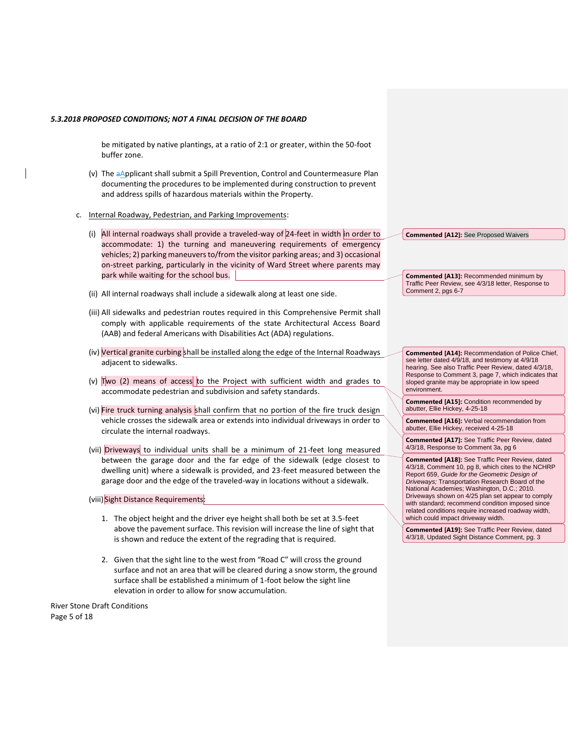be mitigated by native plantings, at a ratio of 2:1 or greater, within the 50-foot buffer zone.

(v) The Applicant shall submit a Spill Prevention, Control and Countermeasure Plan documenting the procedures to be implemented during construction to prevent and address spills of hazardous materials within the Property.

c. Internal Roadway, Pedestrian, and Parking Improvements:

(i) All internal roadways shall provide a traveled-way of 24-feet in width in order to accommodate: 1) the turning and maneuvering requirements of emergency vehicles; 2) parking maneuvers to/from the visitor parking areas; and 3) occasional on-street parking, particularly in the vicinity of Ward Street where parents may park while waiting for the school bus.

(ii) All internal roadways shall include a sidewalk along at least one side.

(iii) All sidewalks and pedestrian routes required in this Comprehensive Permit shall comply with applicable requirements of the state Architectural Access Board (AAB) and federal Americans with Disabilities Act (ADA) regulations.

(iv) Vertical granite curbing shall be installed along the edge of the Internal Roadways adjacent to sidewalks.

(v) Two (2) means of access to the Project with sufficient width and grades to accommodate pedestrian and subdivision and safety standards.

(vi) Fire truck turning analysis shall confirm that no portion of the fire truck design vehicle crosses the sidewalk area or extends into individual driveways in order to circulate the internal roadways.

(vii) Driveways to individual units shall be a minimum of 21-feet long measured between the garage door and the far edge of the sidewalk (edge closest to dwelling unit) where a sidewalk is provided, and 23-feet measured between the garage door and the edge of the traveled-way in locations without a sidewalk.

(viii) Sight Distance Requirements:

1. The object height and the driver eye height shall both be set at 3.5-feet above the pavement surface. This revision will increase the line of sight that is shown and reduce the extent of the regrading that is required.

2. Given that the sight line to the west from "Road C" will cross the ground surface and not an area that will be cleared during a snow storm, the ground surface shall be established a minimum of 1-foot below the sight line elevation in order to allow for snow accumulation.

---

**Commented [A12]:** See Proposed Waivers

**Commented [A13]:** Recommended minimum by Traffic Peer Review, see 4/3/18 letter, Response to Comment 2, pgs 6-7

**Commented [A14]:** Recommendation of Police Chief, see letter dated 4/9/18, and testimony at 4/9/18 hearing. See also Traffic Peer Review, dated 4/3/18, Response to Comment 3, page 7, which indicates that sloped granite may be appropriate in low speed environment.

**Commented [A15]:** Condition recommended by abutter, Ellie Hickey, 4-25-18

**Commented [A16]:** Verbal recommendation from abutter, Ellie Hickey, received 4-25-18

**Commented [A17]:** See Traffic Peer Review, dated 4/3/18, Response to Comment 3a, pg 6

**Commented [A18]:** See Traffic Peer Review, dated 4/3/18, Comment 10, pg 8, which cites to the NCHRP Report 659, *Guide for the Geometric Design of Driveways;* Transportation Research Board of the National Academies; Washington, D.C.; 2010. Driveways shown on 4/25 plan set appear to comply with standard; recommend condition imposed since related conditions require increased roadway width, which could impact driveway width.

**Commented [A19]:** See Traffic Peer Review, dated 4/3/18, Updated Sight Distance Comment, pg. 3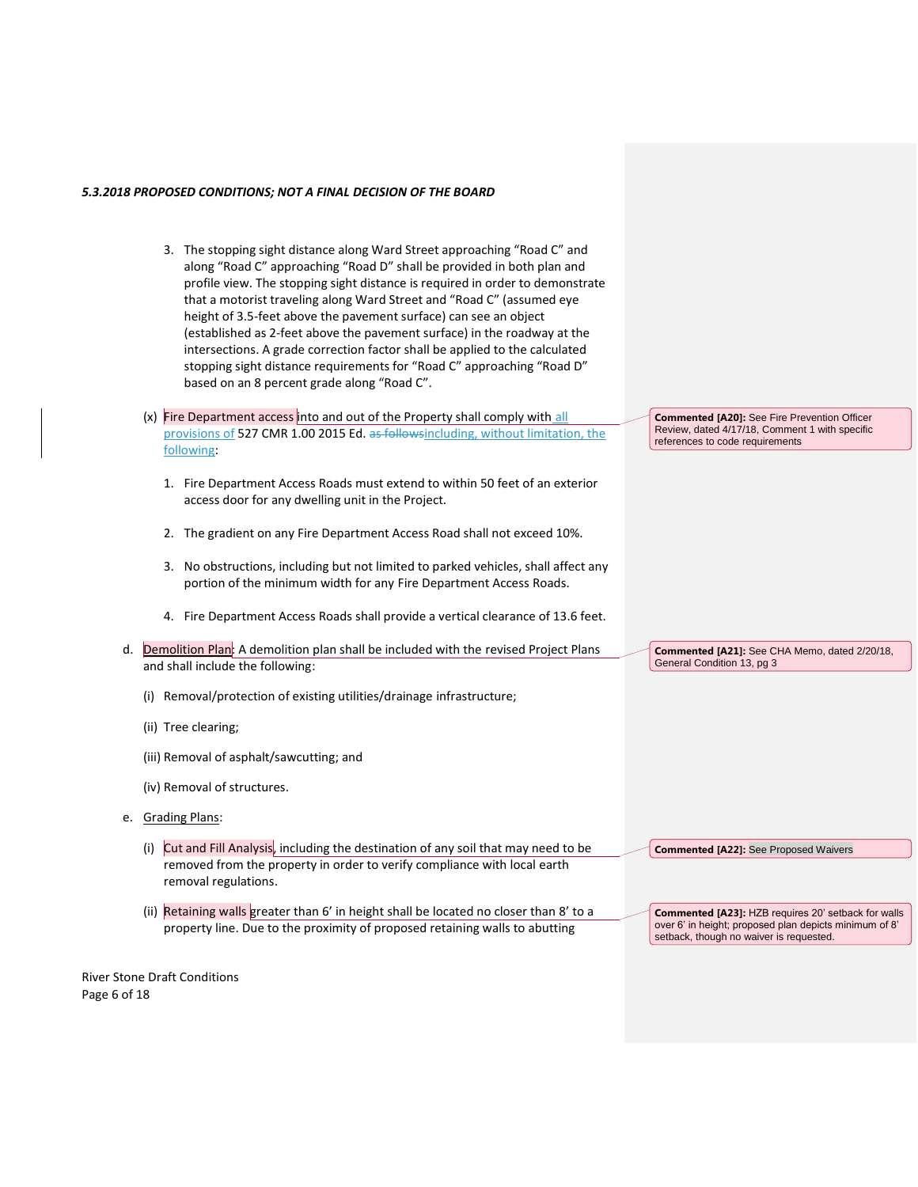*5.3.2018 PROPOSED CONDITIONS; NOT A FINAL DECISION OF THE BOARD*

3. The stopping sight distance along Ward Street approaching "Road C" and along "Road C" approaching "Road D" shall be provided in both plan and profile view. The stopping sight distance is required in order to demonstrate that a motorist traveling along Ward Street and "Road C" (assumed eye height of 3.5-feet above the pavement surface) can see an object (established as 2-feet above the pavement surface) in the roadway at the intersections. A grade correction factor shall be applied to the calculated stopping sight distance requirements for "Road C" approaching "Road D" based on an 8 percent grade along "Road C".

(x) Fire Department access into and out of the Property shall comply with all provisions of 527 CMR 1.00 2015 Ed. ~~as follows~~including, without limitation, the following:

1. Fire Department Access Roads must extend to within 50 feet of an exterior access door for any dwelling unit in the Project.

2. The gradient on any Fire Department Access Road shall not exceed 10%.

3. No obstructions, including but not limited to parked vehicles, shall affect any portion of the minimum width for any Fire Department Access Roads.

4. Fire Department Access Roads shall provide a vertical clearance of 13.6 feet.

d. Demolition Plan: A demolition plan shall be included with the revised Project Plans and shall include the following:

(i) Removal/protection of existing utilities/drainage infrastructure;

(ii) Tree clearing;

(iii) Removal of asphalt/sawcutting; and

(iv) Removal of structures.

e. Grading Plans:

(i) Cut and Fill Analysis, including the destination of any soil that may need to be removed from the property in order to verify compliance with local earth removal regulations.

(ii) Retaining walls greater than 6' in height shall be located no closer than 8' to a property line. Due to the proximity of proposed retaining walls to abutting

> **Commented [A20]:** See Fire Prevention Officer Review, dated 4/17/18, Comment 1 with specific references to code requirements

> **Commented [A21]:** See CHA Memo, dated 2/20/18, General Condition 13, pg 3

> **Commented [A22]:** See Proposed Waivers

> **Commented [A23]:** HZB requires 20' setback for walls over 6' in height; proposed plan depicts minimum of 8' setback, though no waiver is requested.

River Stone Draft Conditions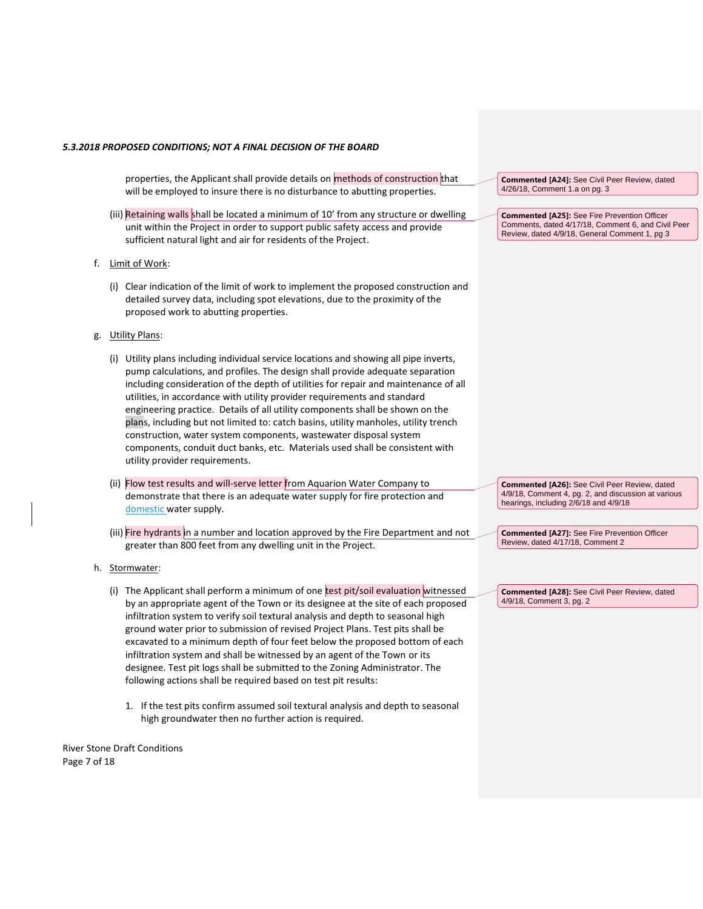properties, the Applicant shall provide details on methods of construction that will be employed to insure there is no disturbance to abutting properties.

(iii) Retaining walls shall be located a minimum of 10’ from any structure or dwelling unit within the Project in order to support public safety access and provide sufficient natural light and air for residents of the Project.

f. Limit of Work:

(i) Clear indication of the limit of work to implement the proposed construction and detailed survey data, including spot elevations, due to the proximity of the proposed work to abutting properties.

g. Utility Plans:

(i) Utility plans including individual service locations and showing all pipe inverts, pump calculations, and profiles. The design shall provide adequate separation including consideration of the depth of utilities for repair and maintenance of all utilities, in accordance with utility provider requirements and standard engineering practice. Details of all utility components shall be shown on the plans, including but not limited to: catch basins, utility manholes, utility trench construction, water system components, wastewater disposal system components, conduit duct banks, etc. Materials used shall be consistent with utility provider requirements.

(ii) Flow test results and will-serve letter from Aquarion Water Company to demonstrate that there is an adequate water supply for fire protection and domestic water supply.

(iii) Fire hydrants in a number and location approved by the Fire Department and not greater than 800 feet from any dwelling unit in the Project.

h. Stormwater:

(i) The Applicant shall perform a minimum of one test pit/soil evaluation witnessed by an appropriate agent of the Town or its designee at the site of each proposed infiltration system to verify soil textural analysis and depth to seasonal high ground water prior to submission of revised Project Plans. Test pits shall be excavated to a minimum depth of four feet below the proposed bottom of each infiltration system and shall be witnessed by an agent of the Town or its designee. Test pit logs shall be submitted to the Zoning Administrator. The following actions shall be required based on test pit results:

1. If the test pits confirm assumed soil textural analysis and depth to seasonal high groundwater then no further action is required.

**Commented [A24]:** See Civil Peer Review, dated 4/26/18, Comment 1.a on pg. 3

**Commented [A25]:** See Fire Prevention Officer Comments, dated 4/17/18, Comment 6, and Civil Peer Review, dated 4/9/18, General Comment 1, pg 3

**Commented [A26]:** See Civil Peer Review, dated 4/9/18, Comment 4, pg. 2, and discussion at various hearings, including 2/6/18 and 4/9/18

**Commented [A27]:** See Fire Prevention Officer Review, dated 4/17/18, Comment 2

**Commented [A28]:** See Civil Peer Review, dated 4/9/18, Comment 3, pg. 2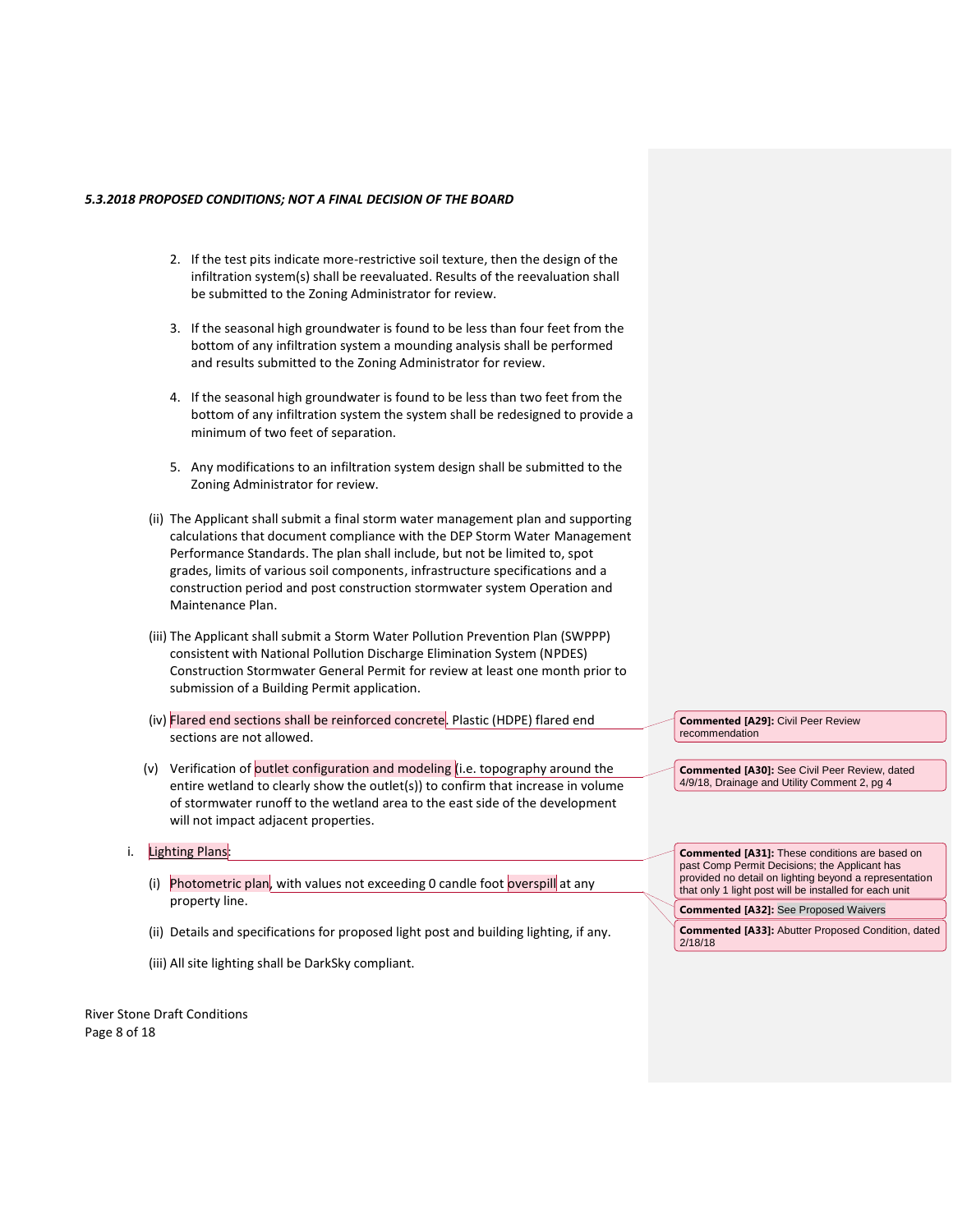2. If the test pits indicate more-restrictive soil texture, then the design of the infiltration system(s) shall be reevaluated. Results of the reevaluation shall be submitted to the Zoning Administrator for review.

3. If the seasonal high groundwater is found to be less than four feet from the bottom of any infiltration system a mounding analysis shall be performed and results submitted to the Zoning Administrator for review.

4. If the seasonal high groundwater is found to be less than two feet from the bottom of any infiltration system the system shall be redesigned to provide a minimum of two feet of separation.

5. Any modifications to an infiltration system design shall be submitted to the Zoning Administrator for review.

(ii) The Applicant shall submit a final storm water management plan and supporting calculations that document compliance with the DEP Storm Water Management Performance Standards. The plan shall include, but not be limited to, spot grades, limits of various soil components, infrastructure specifications and a construction period and post construction stormwater system Operation and Maintenance Plan.

(iii) The Applicant shall submit a Storm Water Pollution Prevention Plan (SWPPP) consistent with National Pollution Discharge Elimination System (NPDES) Construction Stormwater General Permit for review at least one month prior to submission of a Building Permit application.

(iv) Flared end sections shall be reinforced concrete. Plastic (HDPE) flared end sections are not allowed.

(v) Verification of outlet configuration and modeling (i.e. topography around the entire wetland to clearly show the outlet(s)) to confirm that increase in volume of stormwater runoff to the wetland area to the east side of the development will not impact adjacent properties.

i. Lighting Plans:

(i) Photometric plan, with values not exceeding 0 candle foot overspill at any property line.

(ii) Details and specifications for proposed light post and building lighting, if any.

(iii) All site lighting shall be DarkSky compliant.

**Commented [A29]:** Civil Peer Review recommendation

**Commented [A30]:** See Civil Peer Review, dated 4/9/18, Drainage and Utility Comment 2, pg 4

**Commented [A31]:** These conditions are based on past Comp Permit Decisions; the Applicant has provided no detail on lighting beyond a representation that only 1 light post will be installed for each unit

**Commented [A32]:** See Proposed Waivers

**Commented [A33]:** Abutter Proposed Condition, dated 2/18/18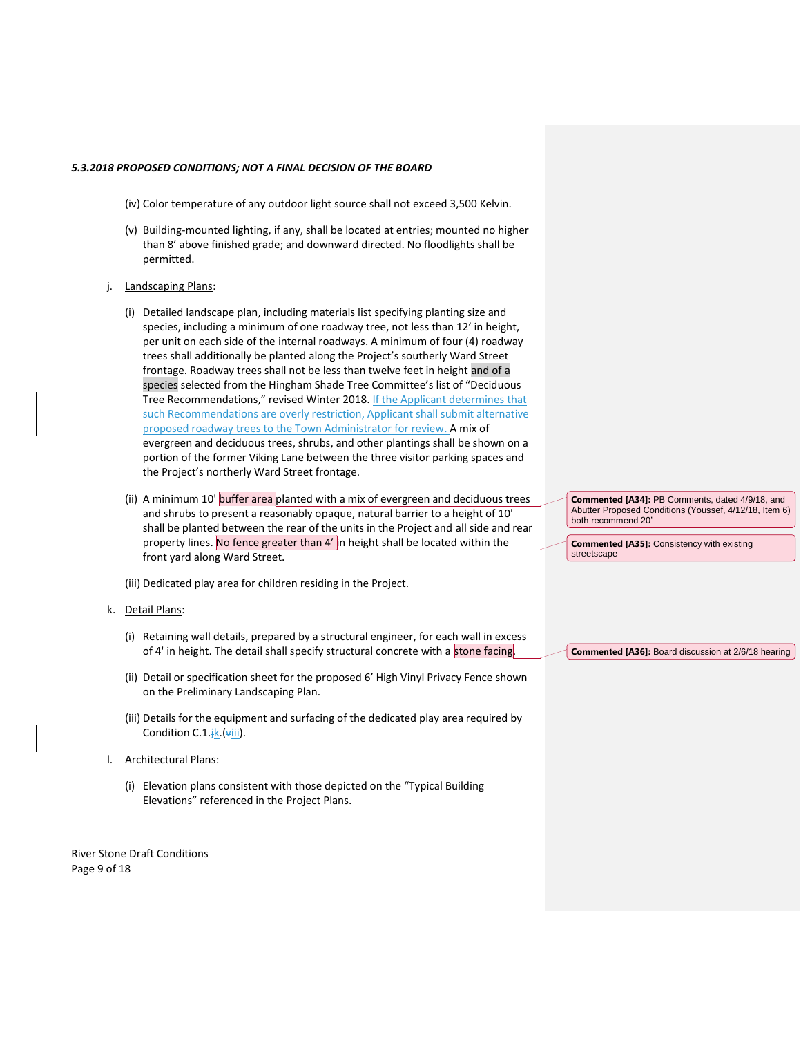*5.3.2018 PROPOSED CONDITIONS; NOT A FINAL DECISION OF THE BOARD*

(iv) Color temperature of any outdoor light source shall not exceed 3,500 Kelvin.

(v) Building-mounted lighting, if any, shall be located at entries; mounted no higher than 8' above finished grade; and downward directed. No floodlights shall be permitted.

j. Landscaping Plans:

(i) Detailed landscape plan, including materials list specifying planting size and species, including a minimum of one roadway tree, not less than 12' in height, per unit on each side of the internal roadways. A minimum of four (4) roadway trees shall additionally be planted along the Project's southerly Ward Street frontage. Roadway trees shall not be less than twelve feet in height and of a species selected from the Hingham Shade Tree Committee's list of "Deciduous Tree Recommendations," revised Winter 2018. If the Applicant determines that such Recommendations are overly restriction, Applicant shall submit alternative proposed roadway trees to the Town Administrator for review. A mix of evergreen and deciduous trees, shrubs, and other plantings shall be shown on a portion of the former Viking Lane between the three visitor parking spaces and the Project's northerly Ward Street frontage.

(ii) A minimum 10' buffer area planted with a mix of evergreen and deciduous trees and shrubs to present a reasonably opaque, natural barrier to a height of 10' shall be planted between the rear of the units in the Project and all side and rear property lines. No fence greater than 4' in height shall be located within the front yard along Ward Street.

(iii) Dedicated play area for children residing in the Project.

k. Detail Plans:

(i) Retaining wall details, prepared by a structural engineer, for each wall in excess of 4' in height. The detail shall specify structural concrete with a stone facing.

(ii) Detail or specification sheet for the proposed 6' High Vinyl Privacy Fence shown on the Preliminary Landscaping Plan.

(iii) Details for the equipment and surfacing of the dedicated play area required by Condition C.1.~~j~~k.(~~v~~iii).

l. Architectural Plans:

(i) Elevation plans consistent with those depicted on the "Typical Building Elevations" referenced in the Project Plans.

**Commented [A34]:** PB Comments, dated 4/9/18, and Abutter Proposed Conditions (Youssef, 4/12/18, Item 6) both recommend 20'

**Commented [A35]:** Consistency with existing streetscape

**Commented [A36]:** Board discussion at 2/6/18 hearing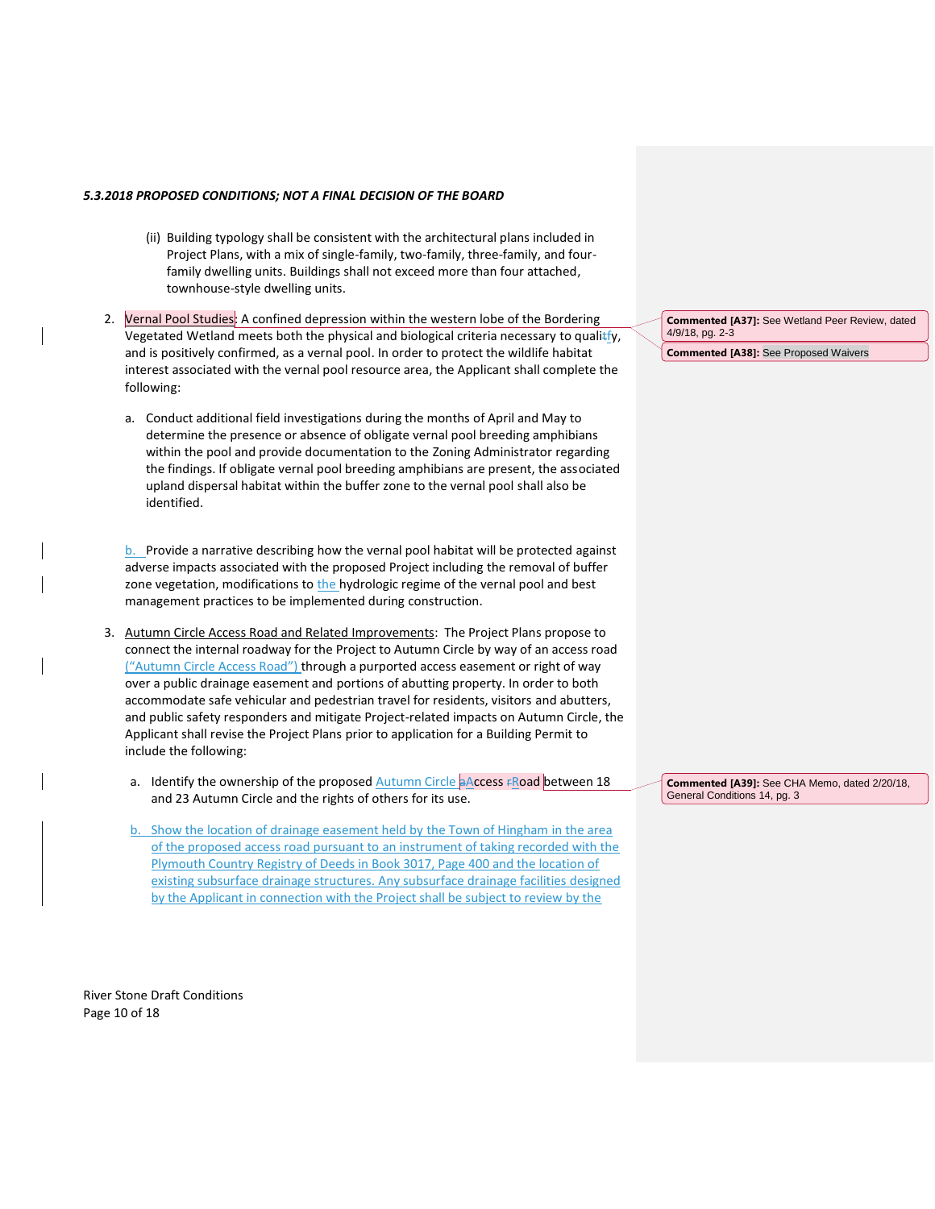*5.3.2018 PROPOSED CONDITIONS; NOT A FINAL DECISION OF THE BOARD*

(ii) Building typology shall be consistent with the architectural plans included in Project Plans, with a mix of single-family, two-family, three-family, and four-family dwelling units. Buildings shall not exceed more than four attached, townhouse-style dwelling units.

2. Vernal Pool Studies: A confined depression within the western lobe of the Bordering Vegetated Wetland meets both the physical and biological criteria necessary to qualify, and is positively confirmed, as a vernal pool. In order to protect the wildlife habitat interest associated with the vernal pool resource area, the Applicant shall complete the following:

   a. Conduct additional field investigations during the months of April and May to determine the presence or absence of obligate vernal pool breeding amphibians within the pool and provide documentation to the Zoning Administrator regarding the findings. If obligate vernal pool breeding amphibians are present, the associated upland dispersal habitat within the buffer zone to the vernal pool shall also be identified.

   b. Provide a narrative describing how the vernal pool habitat will be protected against adverse impacts associated with the proposed Project including the removal of buffer zone vegetation, modifications to the hydrologic regime of the vernal pool and best management practices to be implemented during construction.

3. Autumn Circle Access Road and Related Improvements: The Project Plans propose to connect the internal roadway for the Project to Autumn Circle by way of an access road ("Autumn Circle Access Road") through a purported access easement or right of way over a public drainage easement and portions of abutting property. In order to both accommodate safe vehicular and pedestrian travel for residents, visitors and abutters, and public safety responders and mitigate Project-related impacts on Autumn Circle, the Applicant shall revise the Project Plans prior to application for a Building Permit to include the following:

   a. Identify the ownership of the proposed Autumn Circle Access Road between 18 and 23 Autumn Circle and the rights of others for its use.

   b. Show the location of drainage easement held by the Town of Hingham in the area of the proposed access road pursuant to an instrument of taking recorded with the Plymouth Country Registry of Deeds in Book 3017, Page 400 and the location of existing subsurface drainage structures. Any subsurface drainage facilities designed by the Applicant in connection with the Project shall be subject to review by the

Commented [A37]: See Wetland Peer Review, dated 4/9/18, pg. 2-3

Commented [A38]: See Proposed Waivers

Commented [A39]: See CHA Memo, dated 2/20/18, General Conditions 14, pg. 3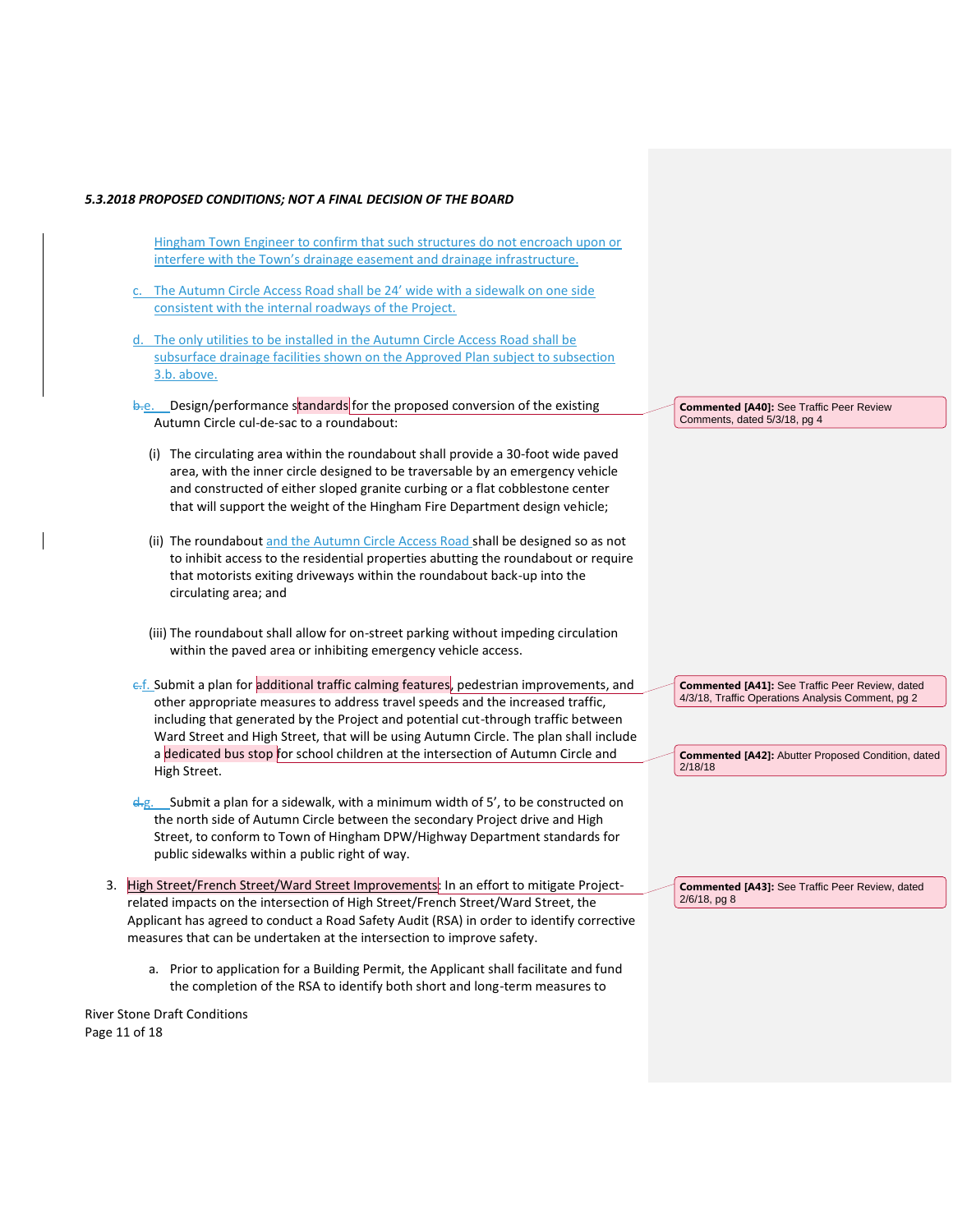*5.3.2018 PROPOSED CONDITIONS; NOT A FINAL DECISION OF THE BOARD*

Hingham Town Engineer to confirm that such structures do not encroach upon or interfere with the Town's drainage easement and drainage infrastructure.

c. The Autumn Circle Access Road shall be 24' wide with a sidewalk on one side consistent with the internal roadways of the Project.

d. The only utilities to be installed in the Autumn Circle Access Road shall be subsurface drainage facilities shown on the Approved Plan subject to subsection 3.b. above.

~~b.~~e. Design/performance standards for the proposed conversion of the existing Autumn Circle cul-de-sac to a roundabout:

(i) The circulating area within the roundabout shall provide a 30-foot wide paved area, with the inner circle designed to be traversable by an emergency vehicle and constructed of either sloped granite curbing or a flat cobblestone center that will support the weight of the Hingham Fire Department design vehicle;

(ii) The roundabout and the Autumn Circle Access Road shall be designed so as not to inhibit access to the residential properties abutting the roundabout or require that motorists exiting driveways within the roundabout back-up into the circulating area; and

(iii) The roundabout shall allow for on-street parking without impeding circulation within the paved area or inhibiting emergency vehicle access.

~~c.~~f. Submit a plan for additional traffic calming features, pedestrian improvements, and other appropriate measures to address travel speeds and the increased traffic, including that generated by the Project and potential cut-through traffic between Ward Street and High Street, that will be using Autumn Circle. The plan shall include a dedicated bus stop for school children at the intersection of Autumn Circle and High Street.

~~d.~~g. Submit a plan for a sidewalk, with a minimum width of 5', to be constructed on the north side of Autumn Circle between the secondary Project drive and High Street, to conform to Town of Hingham DPW/Highway Department standards for public sidewalks within a public right of way.

3. High Street/French Street/Ward Street Improvements: In an effort to mitigate Project-related impacts on the intersection of High Street/French Street/Ward Street, the Applicant has agreed to conduct a Road Safety Audit (RSA) in order to identify corrective measures that can be undertaken at the intersection to improve safety.

   a. Prior to application for a Building Permit, the Applicant shall facilitate and fund the completion of the RSA to identify both short and long-term measures to

**Commented [A40]:** See Traffic Peer Review Comments, dated 5/3/18, pg 4

**Commented [A41]:** See Traffic Peer Review, dated 4/3/18, Traffic Operations Analysis Comment, pg 2

**Commented [A42]:** Abutter Proposed Condition, dated 2/18/18

**Commented [A43]:** See Traffic Peer Review, dated 2/6/18, pg 8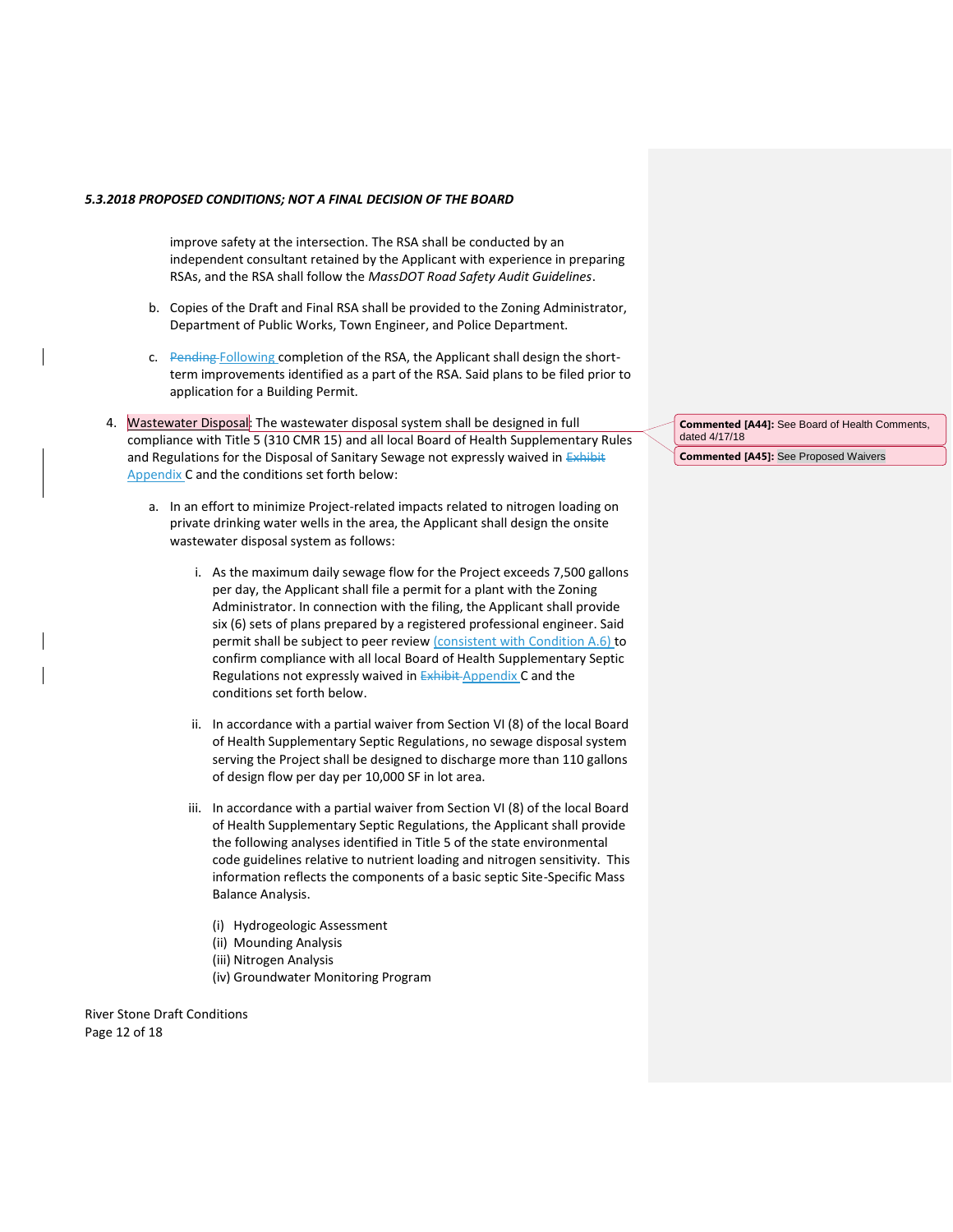improve safety at the intersection. The RSA shall be conducted by an independent consultant retained by the Applicant with experience in preparing RSAs, and the RSA shall follow the *MassDOT Road Safety Audit Guidelines*.

b. Copies of the Draft and Final RSA shall be provided to the Zoning Administrator, Department of Public Works, Town Engineer, and Police Department.

c. ~~Pending~~ Following completion of the RSA, the Applicant shall design the short-term improvements identified as a part of the RSA. Said plans to be filed prior to application for a Building Permit.

4. Wastewater Disposal: The wastewater disposal system shall be designed in full compliance with Title 5 (310 CMR 15) and all local Board of Health Supplementary Rules and Regulations for the Disposal of Sanitary Sewage not expressly waived in ~~Exhibit~~ Appendix C and the conditions set forth below:

   a. In an effort to minimize Project-related impacts related to nitrogen loading on private drinking water wells in the area, the Applicant shall design the onsite wastewater disposal system as follows:

      i. As the maximum daily sewage flow for the Project exceeds 7,500 gallons per day, the Applicant shall file a permit for a plant with the Zoning Administrator. In connection with the filing, the Applicant shall provide six (6) sets of plans prepared by a registered professional engineer. Said permit shall be subject to peer review (consistent with Condition A.6) to confirm compliance with all local Board of Health Supplementary Septic Regulations not expressly waived in ~~Exhibit~~ Appendix C and the conditions set forth below.

      ii. In accordance with a partial waiver from Section VI (8) of the local Board of Health Supplementary Septic Regulations, no sewage disposal system serving the Project shall be designed to discharge more than 110 gallons of design flow per day per 10,000 SF in lot area.

      iii. In accordance with a partial waiver from Section VI (8) of the local Board of Health Supplementary Septic Regulations, the Applicant shall provide the following analyses identified in Title 5 of the state environmental code guidelines relative to nutrient loading and nitrogen sensitivity. This information reflects the components of a basic septic Site-Specific Mass Balance Analysis.

         (i) Hydrogeologic Assessment
         (ii) Mounding Analysis
         (iii) Nitrogen Analysis
         (iv) Groundwater Monitoring Program

**Commented [A44]:** See Board of Health Comments, dated 4/17/18

**Commented [A45]:** See Proposed Waivers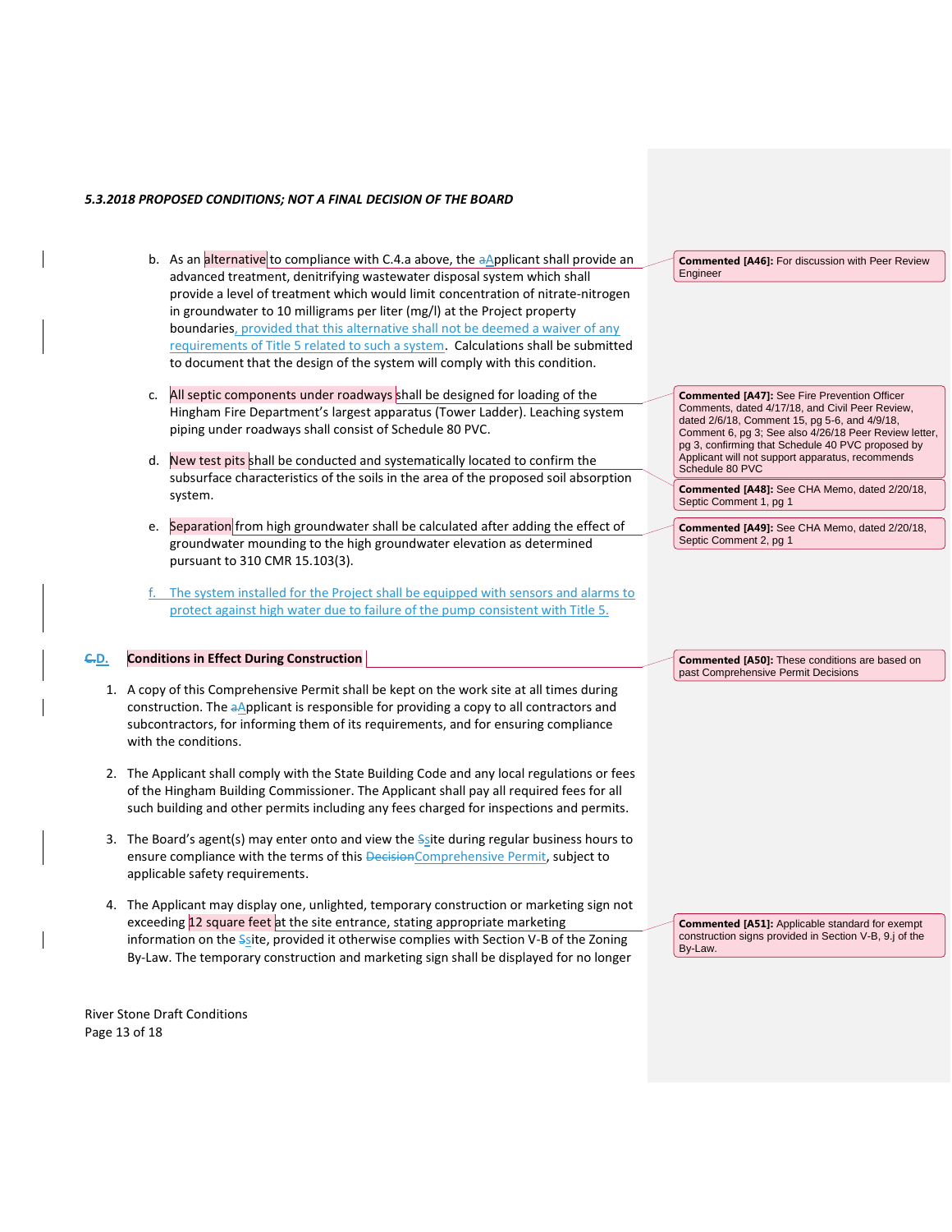*5.3.2018 PROPOSED CONDITIONS; NOT A FINAL DECISION OF THE BOARD*

b. As an alternative to compliance with C.4.a above, the Applicant shall provide an advanced treatment, denitrifying wastewater disposal system which shall provide a level of treatment which would limit concentration of nitrate-nitrogen in groundwater to 10 milligrams per liter (mg/l) at the Project property boundaries, provided that this alternative shall not be deemed a waiver of any requirements of Title 5 related to such a system. Calculations shall be submitted to document that the design of the system will comply with this condition.

c. All septic components under roadways shall be designed for loading of the Hingham Fire Department's largest apparatus (Tower Ladder). Leaching system piping under roadways shall consist of Schedule 80 PVC.

d. New test pits shall be conducted and systematically located to confirm the subsurface characteristics of the soils in the area of the proposed soil absorption system.

e. Separation from high groundwater shall be calculated after adding the effect of groundwater mounding to the high groundwater elevation as determined pursuant to 310 CMR 15.103(3).

f. The system installed for the Project shall be equipped with sensors and alarms to protect against high water due to failure of the pump consistent with Title 5.

## D. Conditions in Effect During Construction

1. A copy of this Comprehensive Permit shall be kept on the work site at all times during construction. The Applicant is responsible for providing a copy to all contractors and subcontractors, for informing them of its requirements, and for ensuring compliance with the conditions.

2. The Applicant shall comply with the State Building Code and any local regulations or fees of the Hingham Building Commissioner. The Applicant shall pay all required fees for all such building and other permits including any fees charged for inspections and permits.

3. The Board's agent(s) may enter onto and view the Site during regular business hours to ensure compliance with the terms of this Comprehensive Permit, subject to applicable safety requirements.

4. The Applicant may display one, unlighted, temporary construction or marketing sign not exceeding 12 square feet at the site entrance, stating appropriate marketing information on the Site, provided it otherwise complies with Section V-B of the Zoning By-Law. The temporary construction and marketing sign shall be displayed for no longer

---

**Commented [A46]:** For discussion with Peer Review Engineer

**Commented [A47]:** See Fire Prevention Officer Comments, dated 4/17/18, and Civil Peer Review, dated 2/6/18, Comment 15, pg 5-6, and 4/9/18, Comment 6, pg 3; See also 4/26/18 Peer Review letter, pg 3, confirming that Schedule 40 PVC proposed by Applicant will not support apparatus, recommends Schedule 80 PVC

**Commented [A48]:** See CHA Memo, dated 2/20/18, Septic Comment 1, pg 1

**Commented [A49]:** See CHA Memo, dated 2/20/18, Septic Comment 2, pg 1

**Commented [A50]:** These conditions are based on past Comprehensive Permit Decisions

**Commented [A51]:** Applicable standard for exempt construction signs provided in Section V-B, 9.j of the By-Law.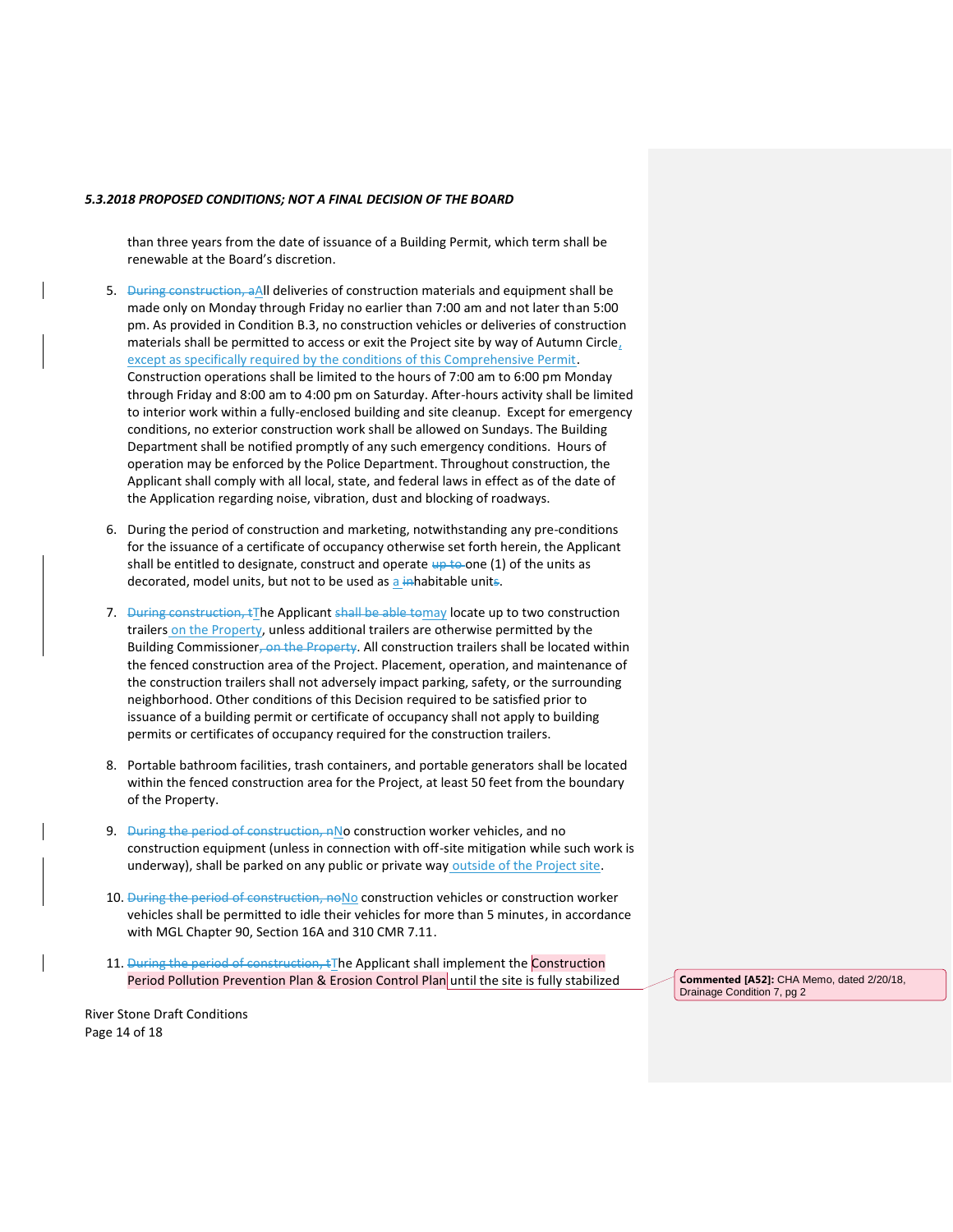than three years from the date of issuance of a Building Permit, which term shall be renewable at the Board's discretion.

5. ~~During construction, a~~All deliveries of construction materials and equipment shall be made only on Monday through Friday no earlier than 7:00 am and not later than 5:00 pm. As provided in Condition B.3, no construction vehicles or deliveries of construction materials shall be permitted to access or exit the Project site by way of Autumn Circle, except as specifically required by the conditions of this Comprehensive Permit. Construction operations shall be limited to the hours of 7:00 am to 6:00 pm Monday through Friday and 8:00 am to 4:00 pm on Saturday. After-hours activity shall be limited to interior work within a fully-enclosed building and site cleanup. Except for emergency conditions, no exterior construction work shall be allowed on Sundays. The Building Department shall be notified promptly of any such emergency conditions. Hours of operation may be enforced by the Police Department. Throughout construction, the Applicant shall comply with all local, state, and federal laws in effect as of the date of the Application regarding noise, vibration, dust and blocking of roadways.

6. During the period of construction and marketing, notwithstanding any pre-conditions for the issuance of a certificate of occupancy otherwise set forth herein, the Applicant shall be entitled to designate, construct and operate ~~up to~~ one (1) of the units as decorated, model units, but not to be used as a ~~in~~habitable unit~~s~~.

7. ~~During construction, t~~The Applicant ~~shall be able to~~may locate up to two construction trailers on the Property, unless additional trailers are otherwise permitted by the Building Commissioner~~, on the Property~~. All construction trailers shall be located within the fenced construction area of the Project. Placement, operation, and maintenance of the construction trailers shall not adversely impact parking, safety, or the surrounding neighborhood. Other conditions of this Decision required to be satisfied prior to issuance of a building permit or certificate of occupancy shall not apply to building permits or certificates of occupancy required for the construction trailers.

8. Portable bathroom facilities, trash containers, and portable generators shall be located within the fenced construction area for the Project, at least 50 feet from the boundary of the Property.

9. ~~During the period of construction, n~~No construction worker vehicles, and no construction equipment (unless in connection with off-site mitigation while such work is underway), shall be parked on any public or private way outside of the Project site.

10. ~~During the period of construction, no~~No construction vehicles or construction worker vehicles shall be permitted to idle their vehicles for more than 5 minutes, in accordance with MGL Chapter 90, Section 16A and 310 CMR 7.11.

11. ~~During the period of construction, t~~The Applicant shall implement the Construction Period Pollution Prevention Plan & Erosion Control Plan until the site is fully stabilized

**Commented [A52]:** CHA Memo, dated 2/20/18, Drainage Condition 7, pg 2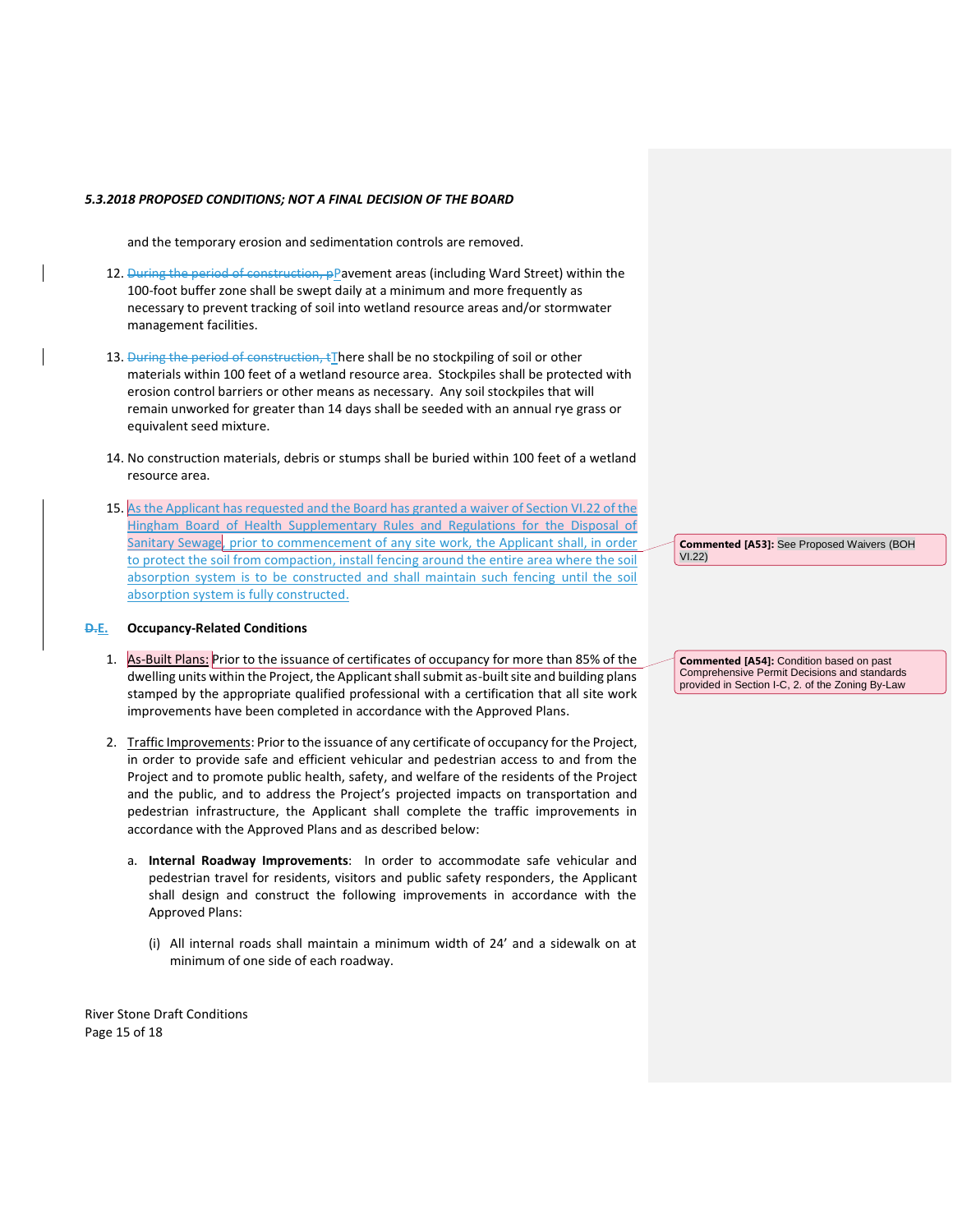*5.3.2018 PROPOSED CONDITIONS; NOT A FINAL DECISION OF THE BOARD*

and the temporary erosion and sedimentation controls are removed.

12. ~~During the period of construction, p~~Pavement areas (including Ward Street) within the 100-foot buffer zone shall be swept daily at a minimum and more frequently as necessary to prevent tracking of soil into wetland resource areas and/or stormwater management facilities.

13. ~~During the period of construction, t~~There shall be no stockpiling of soil or other materials within 100 feet of a wetland resource area. Stockpiles shall be protected with erosion control barriers or other means as necessary. Any soil stockpiles that will remain unworked for greater than 14 days shall be seeded with an annual rye grass or equivalent seed mixture.

14. No construction materials, debris or stumps shall be buried within 100 feet of a wetland resource area.

15. As the Applicant has requested and the Board has granted a waiver of Section VI.22 of the Hingham Board of Health Supplementary Rules and Regulations for the Disposal of Sanitary Sewage, prior to commencement of any site work, the Applicant shall, in order to protect the soil from compaction, install fencing around the entire area where the soil absorption system is to be constructed and shall maintain such fencing until the soil absorption system is fully constructed.

> **Commented [A53]:** See Proposed Waivers (BOH VI.22)

## ~~D.~~E. Occupancy-Related Conditions

1. As-Built Plans: Prior to the issuance of certificates of occupancy for more than 85% of the dwelling units within the Project, the Applicant shall submit as-built site and building plans stamped by the appropriate qualified professional with a certification that all site work improvements have been completed in accordance with the Approved Plans.

> **Commented [A54]:** Condition based on past Comprehensive Permit Decisions and standards provided in Section I-C, 2. of the Zoning By-Law

2. Traffic Improvements: Prior to the issuance of any certificate of occupancy for the Project, in order to provide safe and efficient vehicular and pedestrian access to and from the Project and to promote public health, safety, and welfare of the residents of the Project and the public, and to address the Project's projected impacts on transportation and pedestrian infrastructure, the Applicant shall complete the traffic improvements in accordance with the Approved Plans and as described below:

   a. **Internal Roadway Improvements**: In order to accommodate safe vehicular and pedestrian travel for residents, visitors and public safety responders, the Applicant shall design and construct the following improvements in accordance with the Approved Plans:

      (i) All internal roads shall maintain a minimum width of 24' and a sidewalk on at minimum of one side of each roadway.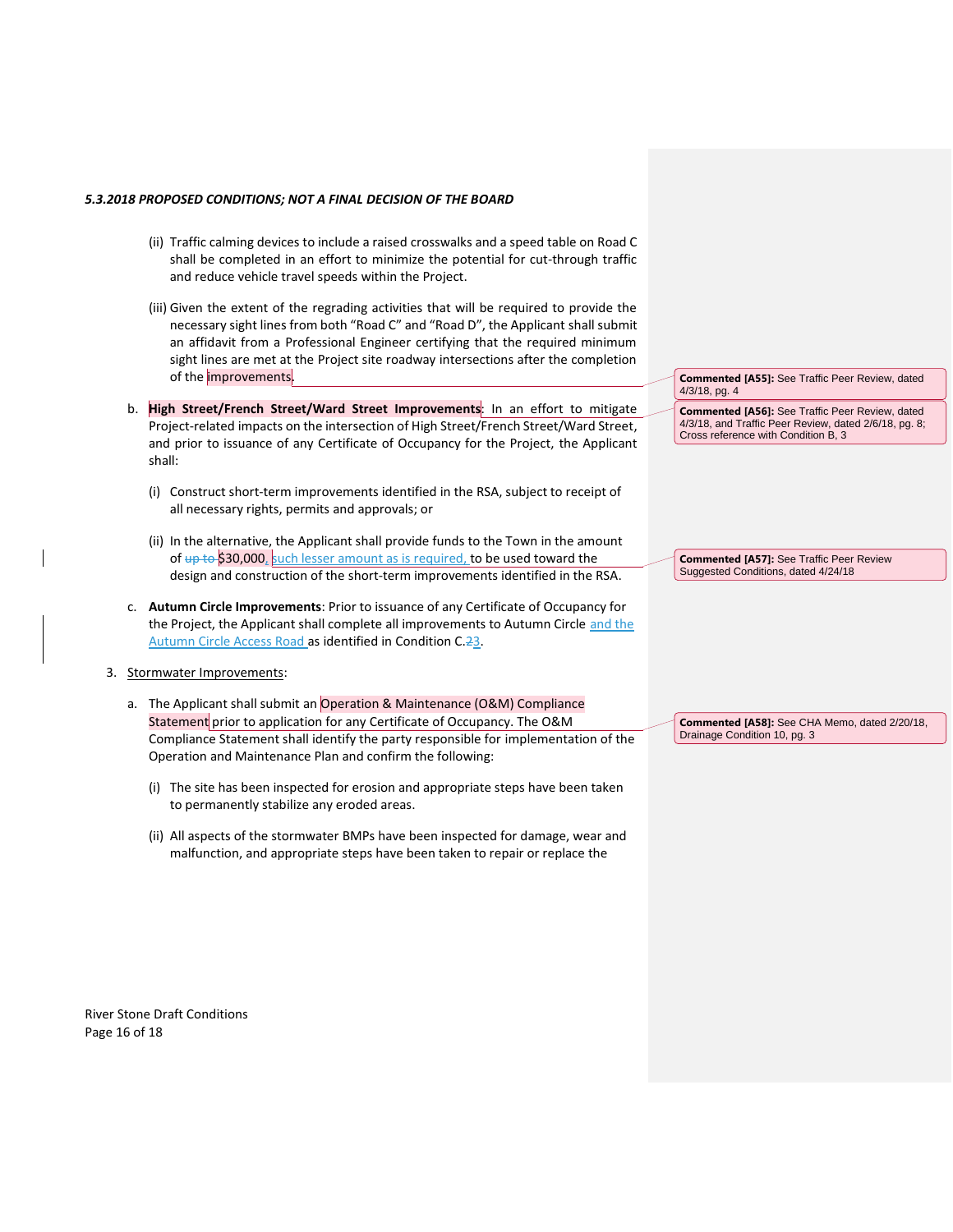(ii) Traffic calming devices to include a raised crosswalks and a speed table on Road C shall be completed in an effort to minimize the potential for cut-through traffic and reduce vehicle travel speeds within the Project.

(iii) Given the extent of the regrading activities that will be required to provide the necessary sight lines from both "Road C" and "Road D", the Applicant shall submit an affidavit from a Professional Engineer certifying that the required minimum sight lines are met at the Project site roadway intersections after the completion of the improvements.

b. **High Street/French Street/Ward Street Improvements**: In an effort to mitigate Project-related impacts on the intersection of High Street/French Street/Ward Street, and prior to issuance of any Certificate of Occupancy for the Project, the Applicant shall:

(i) Construct short-term improvements identified in the RSA, subject to receipt of all necessary rights, permits and approvals; or

(ii) In the alternative, the Applicant shall provide funds to the Town in the amount of ~~up to~~ $30,000, such lesser amount as is required, to be used toward the design and construction of the short-term improvements identified in the RSA.

c. **Autumn Circle Improvements**: Prior to issuance of any Certificate of Occupancy for the Project, the Applicant shall complete all improvements to Autumn Circle and the Autumn Circle Access Road as identified in Condition C.~~2~~3.

3. Stormwater Improvements:

a. The Applicant shall submit an Operation & Maintenance (O&M) Compliance Statement prior to application for any Certificate of Occupancy. The O&M Compliance Statement shall identify the party responsible for implementation of the Operation and Maintenance Plan and confirm the following:

(i) The site has been inspected for erosion and appropriate steps have been taken to permanently stabilize any eroded areas.

(ii) All aspects of the stormwater BMPs have been inspected for damage, wear and malfunction, and appropriate steps have been taken to repair or replace the

**Commented [A55]:** See Traffic Peer Review, dated 4/3/18, pg. 4

**Commented [A56]:** See Traffic Peer Review, dated 4/3/18, and Traffic Peer Review, dated 2/6/18, pg. 8; Cross reference with Condition B, 3

**Commented [A57]:** See Traffic Peer Review Suggested Conditions, dated 4/24/18

**Commented [A58]:** See CHA Memo, dated 2/20/18, Drainage Condition 10, pg. 3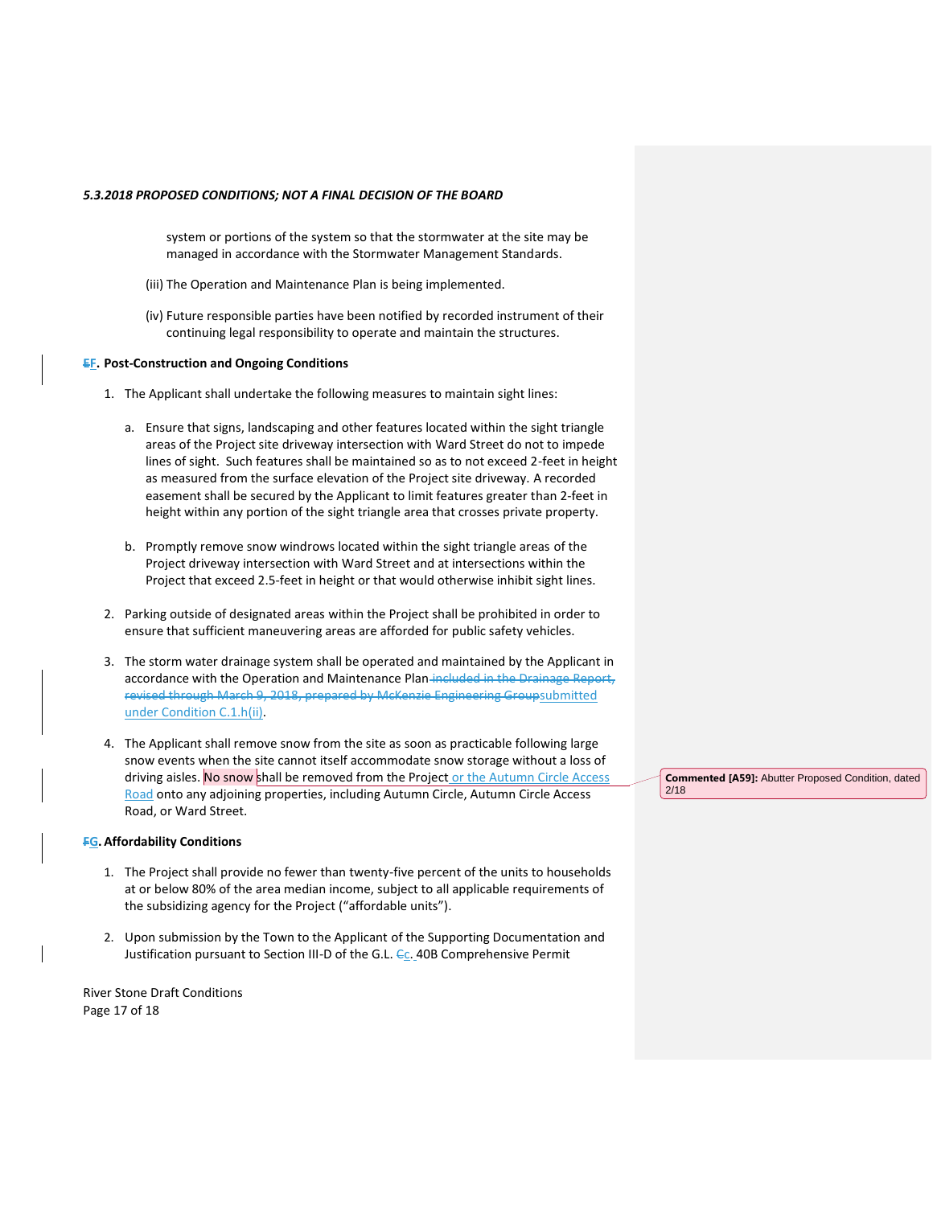*5.3.2018 PROPOSED CONDITIONS; NOT A FINAL DECISION OF THE BOARD*

system or portions of the system so that the stormwater at the site may be managed in accordance with the Stormwater Management Standards.

(iii) The Operation and Maintenance Plan is being implemented.

(iv) Future responsible parties have been notified by recorded instrument of their continuing legal responsibility to operate and maintain the structures.

**~~E~~F. Post-Construction and Ongoing Conditions**

1. The Applicant shall undertake the following measures to maintain sight lines:

   a. Ensure that signs, landscaping and other features located within the sight triangle areas of the Project site driveway intersection with Ward Street do not to impede lines of sight. Such features shall be maintained so as to not exceed 2-feet in height as measured from the surface elevation of the Project site driveway. A recorded easement shall be secured by the Applicant to limit features greater than 2-feet in height within any portion of the sight triangle area that crosses private property.

   b. Promptly remove snow windrows located within the sight triangle areas of the Project driveway intersection with Ward Street and at intersections within the Project that exceed 2.5-feet in height or that would otherwise inhibit sight lines.

2. Parking outside of designated areas within the Project shall be prohibited in order to ensure that sufficient maneuvering areas are afforded for public safety vehicles.

3. The storm water drainage system shall be operated and maintained by the Applicant in accordance with the Operation and Maintenance Plan ~~included in the Drainage Report, revised through March 9, 2018, prepared by McKenzie Engineering Group~~submitted under Condition C.1.h(ii).

4. The Applicant shall remove snow from the site as soon as practicable following large snow events when the site cannot itself accommodate snow storage without a loss of driving aisles. No snow shall be removed from the Project or the Autumn Circle Access Road onto any adjoining properties, including Autumn Circle, Autumn Circle Access Road, or Ward Street.

**Commented [A59]:** Abutter Proposed Condition, dated 2/18

**~~F~~G. Affordability Conditions**

1. The Project shall provide no fewer than twenty-five percent of the units to households at or below 80% of the area median income, subject to all applicable requirements of the subsidizing agency for the Project ("affordable units").

2. Upon submission by the Town to the Applicant of the Supporting Documentation and Justification pursuant to Section III-D of the G.L. ~~C~~c. 40B Comprehensive Permit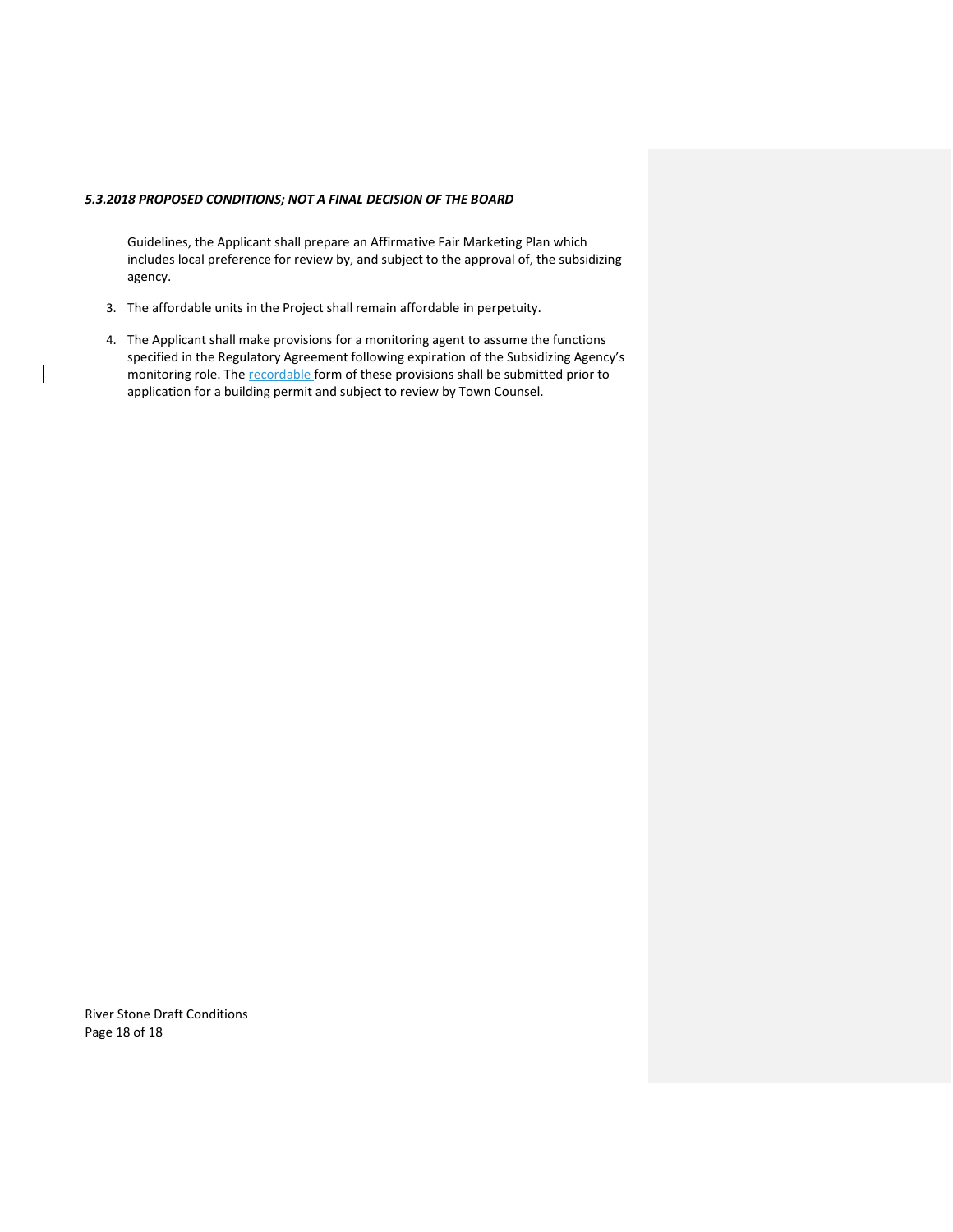Guidelines, the Applicant shall prepare an Affirmative Fair Marketing Plan which includes local preference for review by, and subject to the approval of, the subsidizing agency.

3. The affordable units in the Project shall remain affordable in perpetuity.

4. The Applicant shall make provisions for a monitoring agent to assume the functions specified in the Regulatory Agreement following expiration of the Subsidizing Agency's monitoring role. The recordable form of these provisions shall be submitted prior to application for a building permit and subject to review by Town Counsel.